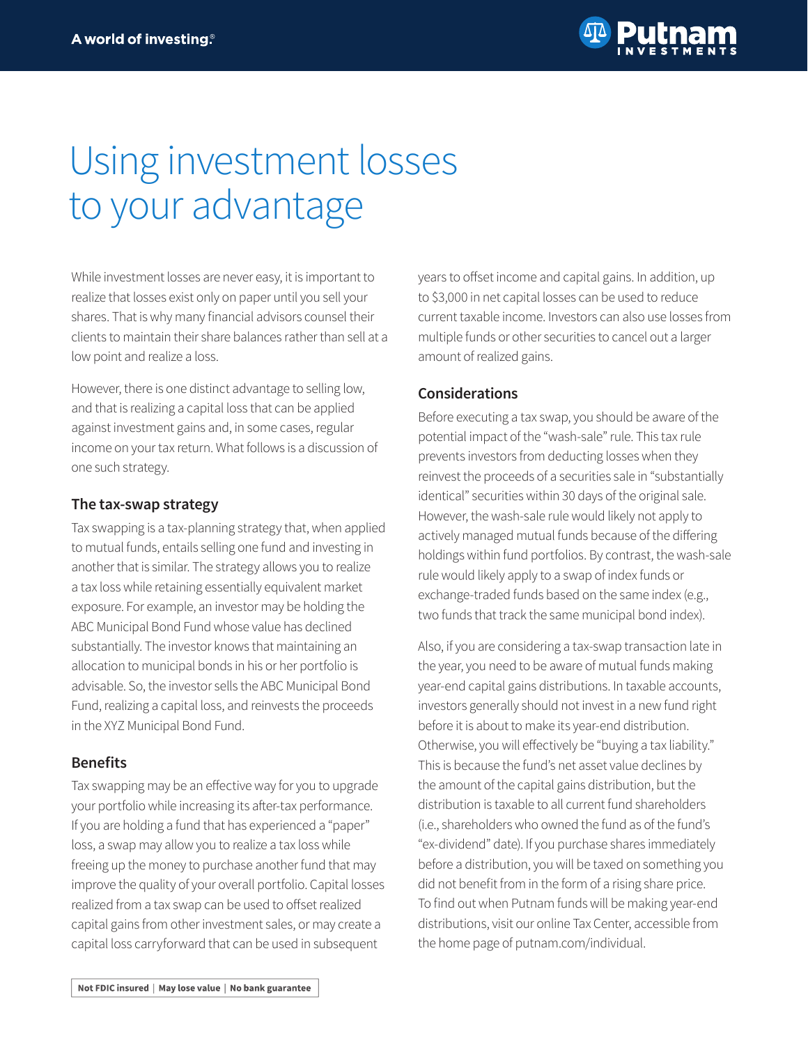# Using investment losses to your advantage

While investment losses are never easy, it is important to realize that losses exist only on paper until you sell your shares. That is why many financial advisors counsel their clients to maintain their share balances rather than sell at a low point and realize a loss.

However, there is one distinct advantage to selling low, and that is realizing a capital loss that can be applied against investment gains and, in some cases, regular income on your tax return. What follows is a discussion of one such strategy.

## The tax-swap strategy

Tax swapping is a tax-planning strategy that, when applied to mutual funds, entails selling one fund and investing in another that is similar. The strategy allows you to realize a tax loss while retaining essentially equivalent market exposure. For example, an investor may be holding the ABC Municipal Bond Fund whose value has declined substantially. The investor knows that maintaining an allocation to municipal bonds in his or her portfolio is advisable. So, the investor sells the ABC Municipal Bond Fund, realizing a capital loss, and reinvests the proceeds in the XYZ Municipal Bond Fund.

## Benefits

Tax swapping may be an effective way for you to upgrade your portfolio while increasing its after-tax performance. If you are holding a fund that has experienced a "paper" loss, a swap may allow you to realize a tax loss while freeing up the money to purchase another fund that may improve the quality of your overall portfolio. Capital losses realized from a tax swap can be used to offset realized capital gains from other investment sales, or may create a capital loss carryforward that can be used in subsequent years to offset income and capital gains. In addition, up to $3,000 in net capital losses can be used to reduce current taxable income. Investors can also use losses from multiple funds or other securities to cancel out a larger amount of realized gains.

## Considerations

Before executing a tax swap, you should be aware of the potential impact of the "wash-sale" rule. This tax rule prevents investors from deducting losses when they reinvest the proceeds of a securities sale in "substantially identical" securities within 30 days of the original sale. However, the wash-sale rule would likely not apply to actively managed mutual funds because of the differing holdings within fund portfolios. By contrast, the wash-sale rule would likely apply to a swap of index funds or exchange-traded funds based on the same index (e.g., two funds that track the same municipal bond index).

Also, if you are considering a tax-swap transaction late in the year, you need to be aware of mutual funds making year-end capital gains distributions. In taxable accounts, investors generally should not invest in a new fund right before it is about to make its year-end distribution. Otherwise, you will effectively be "buying a tax liability." This is because the fund's net asset value declines by the amount of the capital gains distribution, but the distribution is taxable to all current fund shareholders (i.e., shareholders who owned the fund as of the fund's "ex-dividend" date). If you purchase shares immediately before a distribution, you will be taxed on something you did not benefit from in the form of a rising share price. To find out when Putnam funds will be making year-end distributions, visit our online Tax Center, accessible from the home page of putnam.com/individual.

**Not FDIC insured | May lose value | No bank guarantee**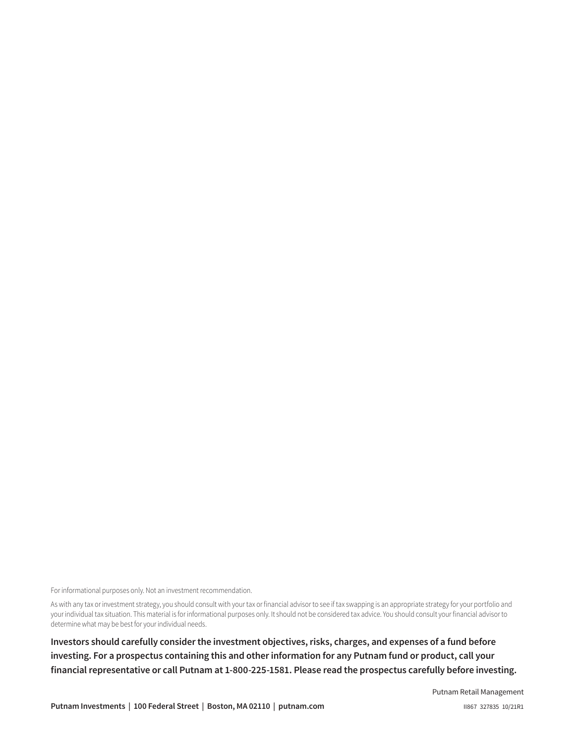For informational purposes only. Not an investment recommendation.

As with any tax or investment strategy, you should consult with your tax or financial advisor to see if tax swapping is an appropriate strategy for your portfolio and your individual tax situation. This material is for informational purposes only. It should not be considered tax advice. You should consult your financial advisor to determine what may be best for your individual needs.

**Investors should carefully consider the investment objectives, risks, charges, and expenses of a fund before investing. For a prospectus containing this and other information for any Putnam fund or product, call your financial representative or call Putnam at 1-800-225-1581. Please read the prospectus carefully before investing.**

Putnam Retail Management

**Putnam Investments | 100 Federal Street | Boston, MA 02110 | putnam.com**

II867 327835 10/21R1